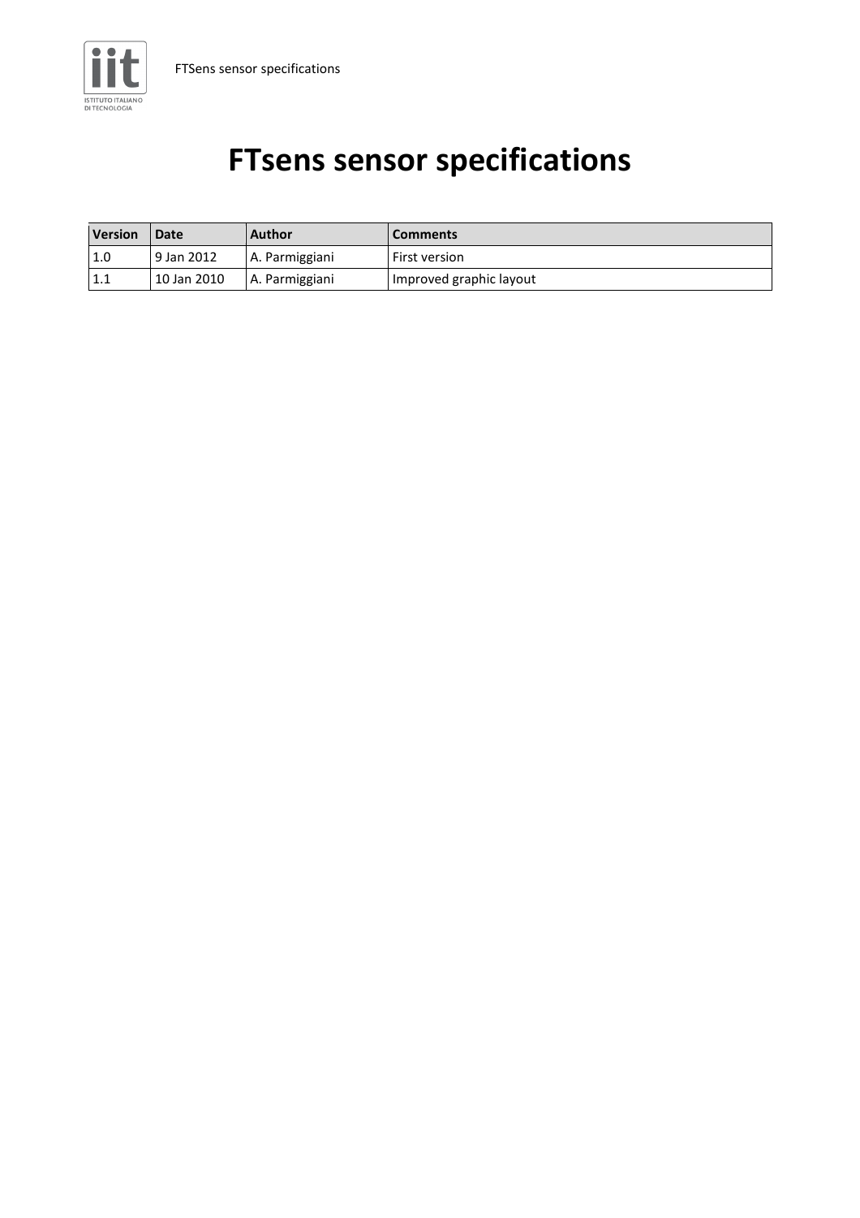# FTsens sensor specifications

| Version | Date | Author | Comments |
|---|---|---|---|
| 1.0 | 9 Jan 2012 | A. Parmiggiani | First version |
| 1.1 | 10 Jan 2010 | A. Parmiggiani | Improved graphic layout |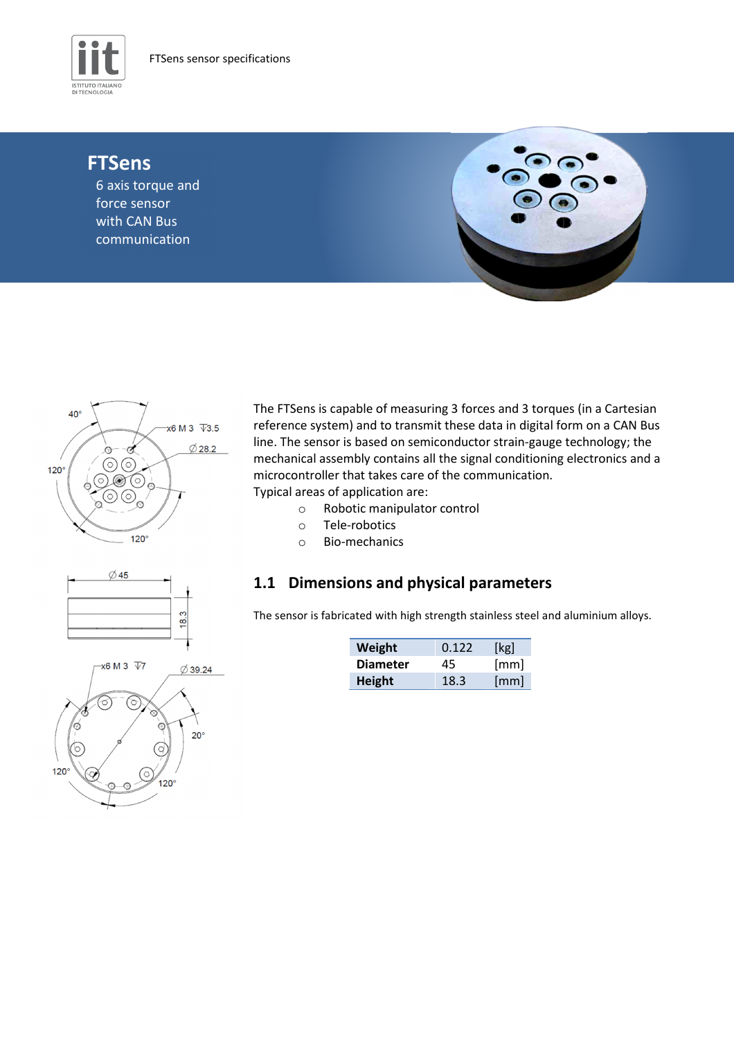# FTSens

6 axis torque and force sensor with CAN Bus communication

40°
x6 M 3 ⊽3.5
∅28.2
120°
120°

∅45
18.3

x6 M 3 ⊽7
∅39.24
20°
120°
120°

The FTSens is capable of measuring 3 forces and 3 torques (in a Cartesian reference system) and to transmit these data in digital form on a CAN Bus line. The sensor is based on semiconductor strain-gauge technology; the mechanical assembly contains all the signal conditioning electronics and a microcontroller that takes care of the communication.

Typical areas of application are:

- Robotic manipulator control
- Tele-robotics
- Bio-mechanics

## 1.1 Dimensions and physical parameters

The sensor is fabricated with high strength stainless steel and aluminium alloys.

| | | |
|---|---|---|
| **Weight** | 0.122 | [kg] |
| **Diameter** | 45 | [mm] |
| **Height** | 18.3 | [mm] |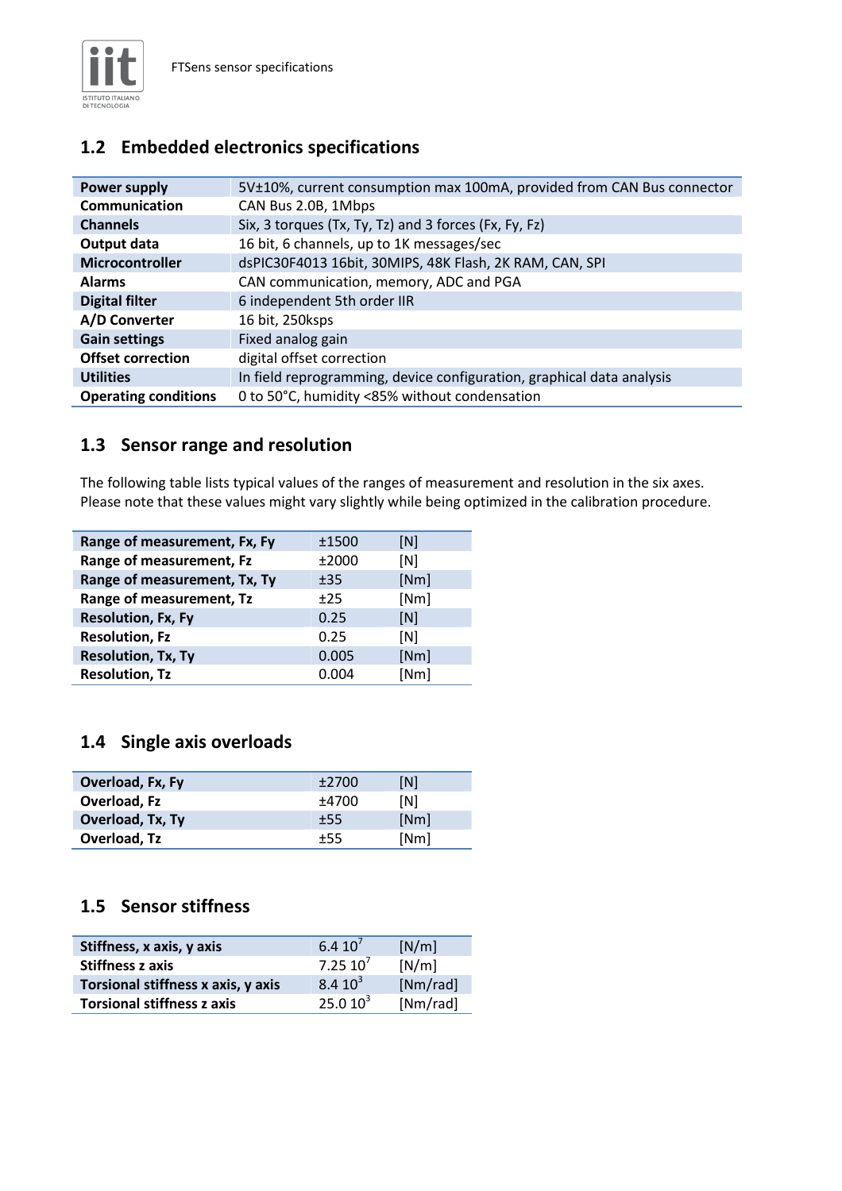## 1.2 Embedded electronics specifications

| | |
|---|---|
| **Power supply** | 5V±10%, current consumption max 100mA, provided from CAN Bus connector |
| **Communication** | CAN Bus 2.0B, 1Mbps |
| **Channels** | Six, 3 torques (Tx, Ty, Tz) and 3 forces (Fx, Fy, Fz) |
| **Output data** | 16 bit, 6 channels, up to 1K messages/sec |
| **Microcontroller** | dsPIC30F4013 16bit, 30MIPS, 48K Flash, 2K RAM, CAN, SPI |
| **Alarms** | CAN communication, memory, ADC and PGA |
| **Digital filter** | 6 independent 5th order IIR |
| **A/D Converter** | 16 bit, 250ksps |
| **Gain settings** | Fixed analog gain |
| **Offset correction** | digital offset correction |
| **Utilities** | In field reprogramming, device configuration, graphical data analysis |
| **Operating conditions** | 0 to 50°C, humidity <85% without condensation |

## 1.3 Sensor range and resolution

The following table lists typical values of the ranges of measurement and resolution in the six axes. Please note that these values might vary slightly while being optimized in the calibration procedure.

| | | |
|---|---|---|
| **Range of measurement, Fx, Fy** | ±1500 | [N] |
| **Range of measurement, Fz** | ±2000 | [N] |
| **Range of measurement, Tx, Ty** | ±35 | [Nm] |
| **Range of measurement, Tz** | ±25 | [Nm] |
| **Resolution, Fx, Fy** | 0.25 | [N] |
| **Resolution, Fz** | 0.25 | [N] |
| **Resolution, Tx, Ty** | 0.005 | [Nm] |
| **Resolution, Tz** | 0.004 | [Nm] |

## 1.4 Single axis overloads

| | | |
|---|---|---|
| **Overload, Fx, Fy** | ±2700 | [N] |
| **Overload, Fz** | ±4700 | [N] |
| **Overload, Tx, Ty** | ±55 | [Nm] |
| **Overload, Tz** | ±55 | [Nm] |

## 1.5 Sensor stiffness

| | | |
|---|---|---|
| **Stiffness, x axis, y axis** | $6.4\ 10^{7}$ | [N/m] |
| **Stiffness z axis** | $7.25\ 10^{7}$ | [N/m] |
| **Torsional stiffness x axis, y axis** | $8.4\ 10^{3}$ | [Nm/rad] |
| **Torsional stiffness z axis** | $25.0\ 10^{3}$ | [Nm/rad] |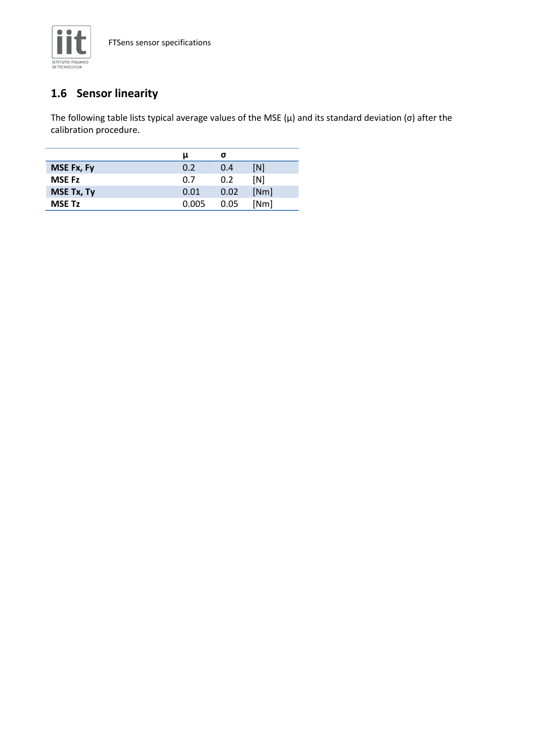## 1.6 Sensor linearity

The following table lists typical average values of the MSE (μ) and its standard deviation (σ) after the calibration procedure.

| | μ | σ | |
|---|---|---|---|
| **MSE Fx, Fy** | 0.2 | 0.4 | [N] |
| **MSE Fz** | 0.7 | 0.2 | [N] |
| **MSE Tx, Ty** | 0.01 | 0.02 | [Nm] |
| **MSE Tz** | 0.005 | 0.05 | [Nm] |